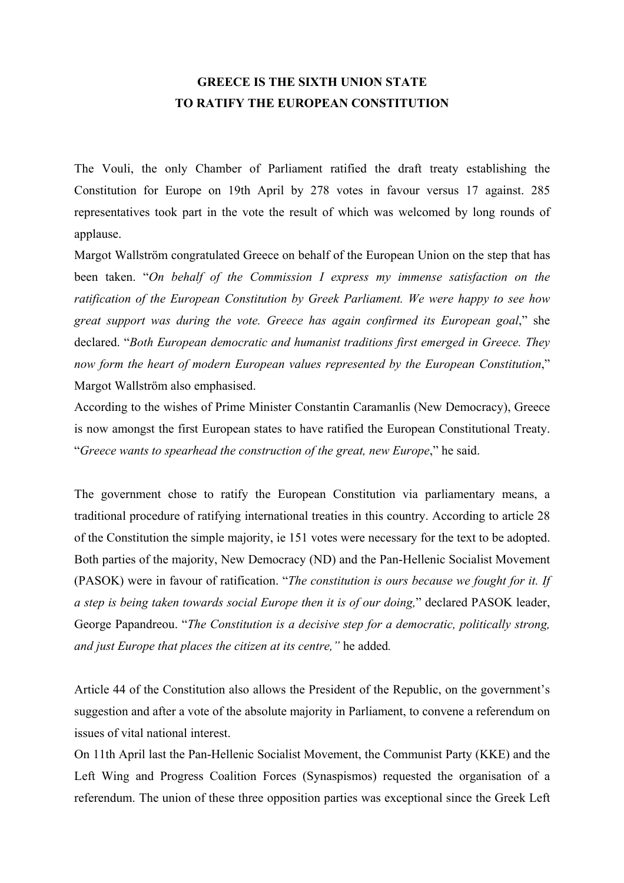# GREECE IS THE SIXTH UNION STATE TO RATIFY THE EUROPEAN CONSTITUTION

The Vouli, the only Chamber of Parliament ratified the draft treaty establishing the Constitution for Europe on 19th April by 278 votes in favour versus 17 against. 285 representatives took part in the vote the result of which was welcomed by long rounds of applause.

Margot Wallström congratulated Greece on behalf of the European Union on the step that has been taken. "*On behalf of the Commission I express my immense satisfaction on the ratification of the European Constitution by Greek Parliament. We were happy to see how great support was during the vote. Greece has again confirmed its European goal*," she declared. "*Both European democratic and humanist traditions first emerged in Greece. They now form the heart of modern European values represented by the European Constitution*," Margot Wallström also emphasised.

According to the wishes of Prime Minister Constantin Caramanlis (New Democracy), Greece is now amongst the first European states to have ratified the European Constitutional Treaty. "*Greece wants to spearhead the construction of the great, new Europe*," he said.

The government chose to ratify the European Constitution via parliamentary means, a traditional procedure of ratifying international treaties in this country. According to article 28 of the Constitution the simple majority, ie 151 votes were necessary for the text to be adopted. Both parties of the majority, New Democracy (ND) and the Pan-Hellenic Socialist Movement (PASOK) were in favour of ratification. "*The constitution is ours because we fought for it. If a step is being taken towards social Europe then it is of our doing,*" declared PASOK leader, George Papandreou. "*The Constitution is a decisive step for a democratic, politically strong, and just Europe that places the citizen at its centre,"* he added.

Article 44 of the Constitution also allows the President of the Republic, on the government's suggestion and after a vote of the absolute majority in Parliament, to convene a referendum on issues of vital national interest.

On 11th April last the Pan-Hellenic Socialist Movement, the Communist Party (KKE) and the Left Wing and Progress Coalition Forces (Synaspismos) requested the organisation of a referendum. The union of these three opposition parties was exceptional since the Greek Left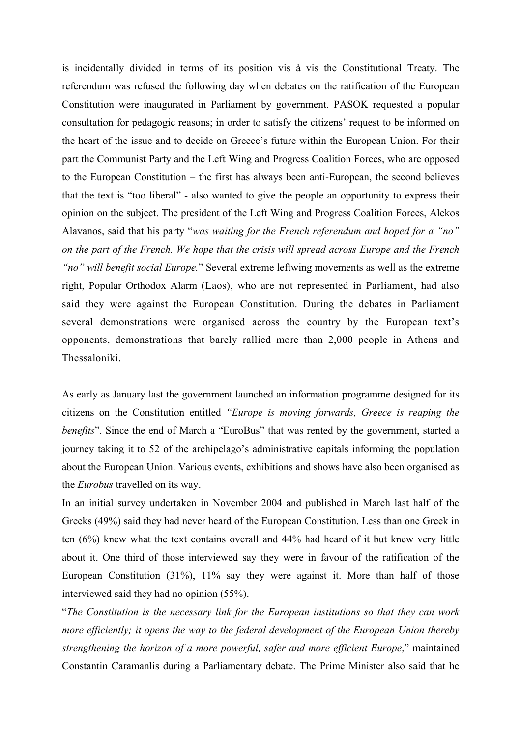is incidentally divided in terms of its position vis à vis the Constitutional Treaty. The referendum was refused the following day when debates on the ratification of the European Constitution were inaugurated in Parliament by government. PASOK requested a popular consultation for pedagogic reasons; in order to satisfy the citizens' request to be informed on the heart of the issue and to decide on Greece's future within the European Union. For their part the Communist Party and the Left Wing and Progress Coalition Forces, who are opposed to the European Constitution – the first has always been anti-European, the second believes that the text is "too liberal" - also wanted to give the people an opportunity to express their opinion on the subject. The president of the Left Wing and Progress Coalition Forces, Alekos Alavanos, said that his party "*was waiting for the French referendum and hoped for a "no" on the part of the French. We hope that the crisis will spread across Europe and the French "no" will benefit social Europe.*" Several extreme leftwing movements as well as the extreme right, Popular Orthodox Alarm (Laos), who are not represented in Parliament, had also said they were against the European Constitution. During the debates in Parliament several demonstrations were organised across the country by the European text's opponents, demonstrations that barely rallied more than 2,000 people in Athens and Thessaloniki.

As early as January last the government launched an information programme designed for its citizens on the Constitution entitled *"Europe is moving forwards, Greece is reaping the benefits*". Since the end of March a "EuroBus" that was rented by the government, started a journey taking it to 52 of the archipelago's administrative capitals informing the population about the European Union. Various events, exhibitions and shows have also been organised as the *Eurobus* travelled on its way.

In an initial survey undertaken in November 2004 and published in March last half of the Greeks (49%) said they had never heard of the European Constitution. Less than one Greek in ten (6%) knew what the text contains overall and 44% had heard of it but knew very little about it. One third of those interviewed say they were in favour of the ratification of the European Constitution (31%), 11% say they were against it. More than half of those interviewed said they had no opinion (55%).

"*The Constitution is the necessary link for the European institutions so that they can work more efficiently; it opens the way to the federal development of the European Union thereby strengthening the horizon of a more powerful, safer and more efficient Europe*," maintained Constantin Caramanlis during a Parliamentary debate. The Prime Minister also said that he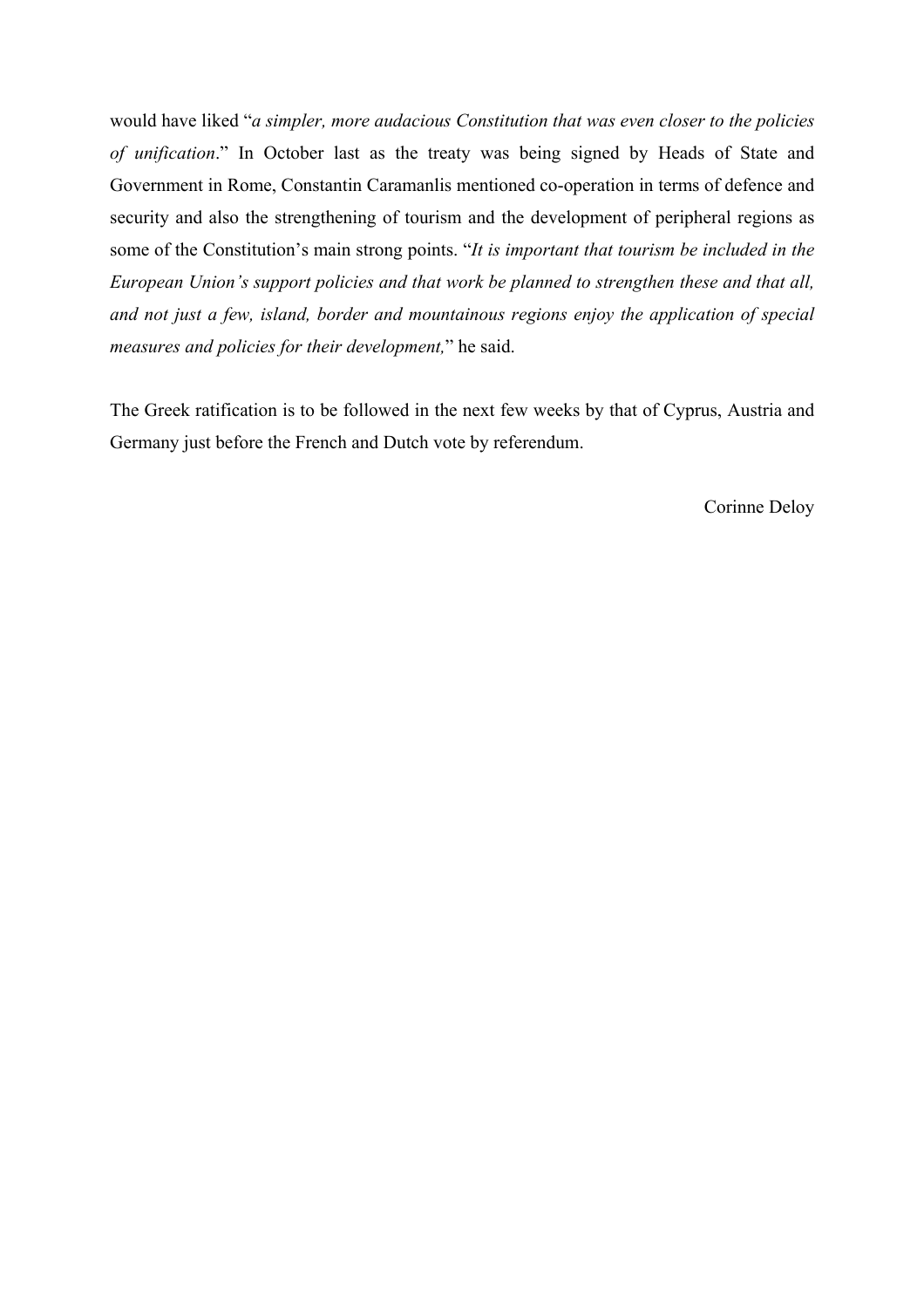would have liked "*a simpler, more audacious Constitution that was even closer to the policies of unification*." In October last as the treaty was being signed by Heads of State and Government in Rome, Constantin Caramanlis mentioned co-operation in terms of defence and security and also the strengthening of tourism and the development of peripheral regions as some of the Constitution's main strong points. "*It is important that tourism be included in the European Union's support policies and that work be planned to strengthen these and that all, and not just a few, island, border and mountainous regions enjoy the application of special measures and policies for their development,*" he said.

The Greek ratification is to be followed in the next few weeks by that of Cyprus, Austria and Germany just before the French and Dutch vote by referendum.

Corinne Deloy